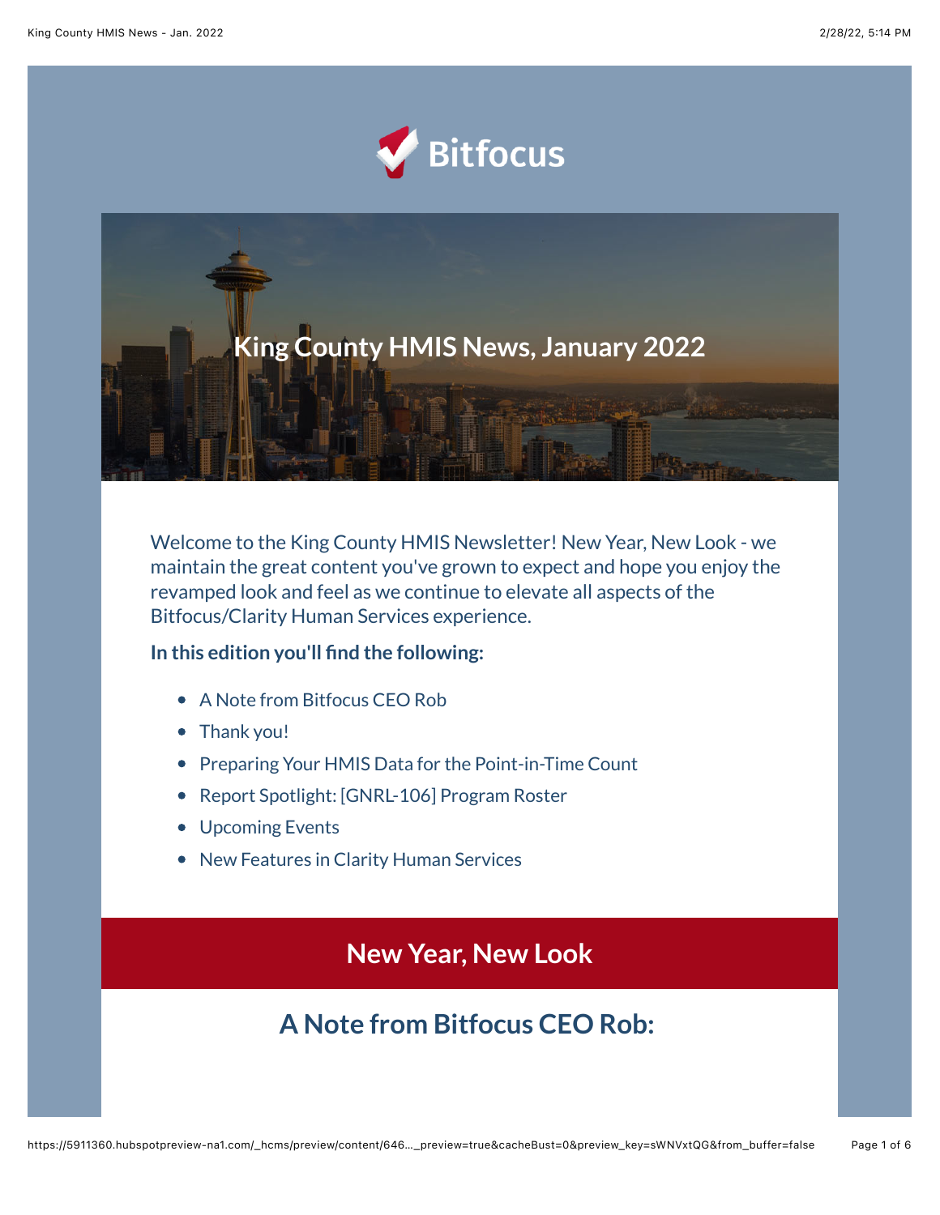Bitfocus

# King County HMIS News, January 2022

Welcome to the King County HMIS Newsletter! New Year, New Look - we maintain the great content you've grown to expect and hope you enjoy the revamped look and feel as we continue to elevate all aspects of the Bitfocus/Clarity Human Services experience.

**In this edition you'll find the following:**

- A Note from Bitfocus CEO Rob
- Thank you!
- Preparing Your HMIS Data for the Point-in-Time Count
- Report Spotlight: [GNRL-106] Program Roster
- Upcoming Events
- New Features in Clarity Human Services

## New Year, New Look

## A Note from Bitfocus CEO Rob: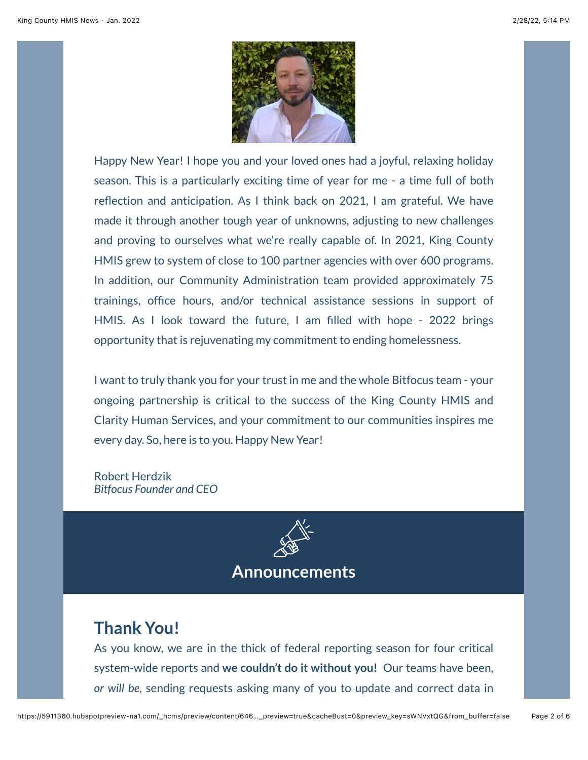Happy New Year! I hope you and your loved ones had a joyful, relaxing holiday season. This is a particularly exciting time of year for me - a time full of both reflection and anticipation. As I think back on 2021, I am grateful. We have made it through another tough year of unknowns, adjusting to new challenges and proving to ourselves what we're really capable of. In 2021, King County HMIS grew to system of close to 100 partner agencies with over 600 programs. In addition, our Community Administration team provided approximately 75 trainings, office hours, and/or technical assistance sessions in support of HMIS. As I look toward the future, I am filled with hope - 2022 brings opportunity that is rejuvenating my commitment to ending homelessness.

I want to truly thank you for your trust in me and the whole Bitfocus team - your ongoing partnership is critical to the success of the King County HMIS and Clarity Human Services, and your commitment to our communities inspires me every day. So, here is to you. Happy New Year!

Robert Herdzik
*Bitfocus Founder and CEO*

# Announcements

## Thank You!

As you know, we are in the thick of federal reporting season for four critical system-wide reports and **we couldn't do it without you!** Our teams have been, *or will be*, sending requests asking many of you to update and correct data in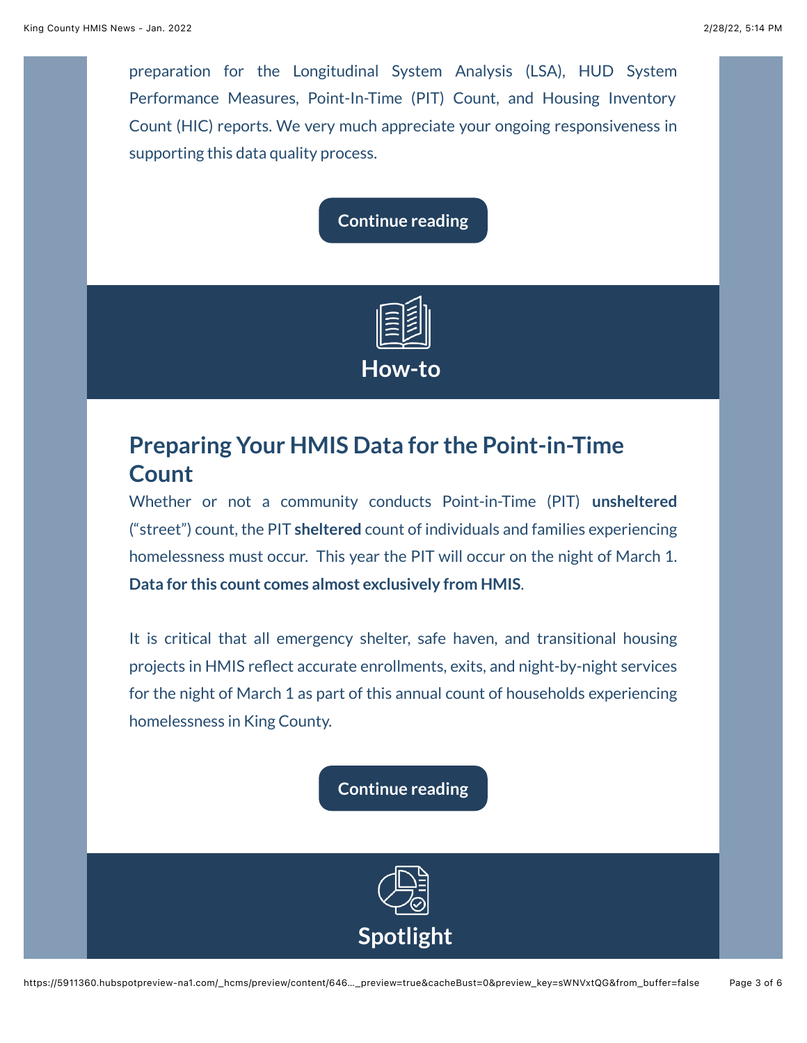preparation for the Longitudinal System Analysis (LSA), HUD System Performance Measures, Point-In-Time (PIT) Count, and Housing Inventory Count (HIC) reports. We very much appreciate your ongoing responsiveness in supporting this data quality process.

Continue reading

## How-to

### Preparing Your HMIS Data for the Point-in-Time Count

Whether or not a community conducts Point-in-Time (PIT) **unsheltered** ("street") count, the PIT **sheltered** count of individuals and families experiencing homelessness must occur. This year the PIT will occur on the night of March 1. **Data for this count comes almost exclusively from HMIS**.

It is critical that all emergency shelter, safe haven, and transitional housing projects in HMIS reflect accurate enrollments, exits, and night-by-night services for the night of March 1 as part of this annual count of households experiencing homelessness in King County.

Continue reading

## Spotlight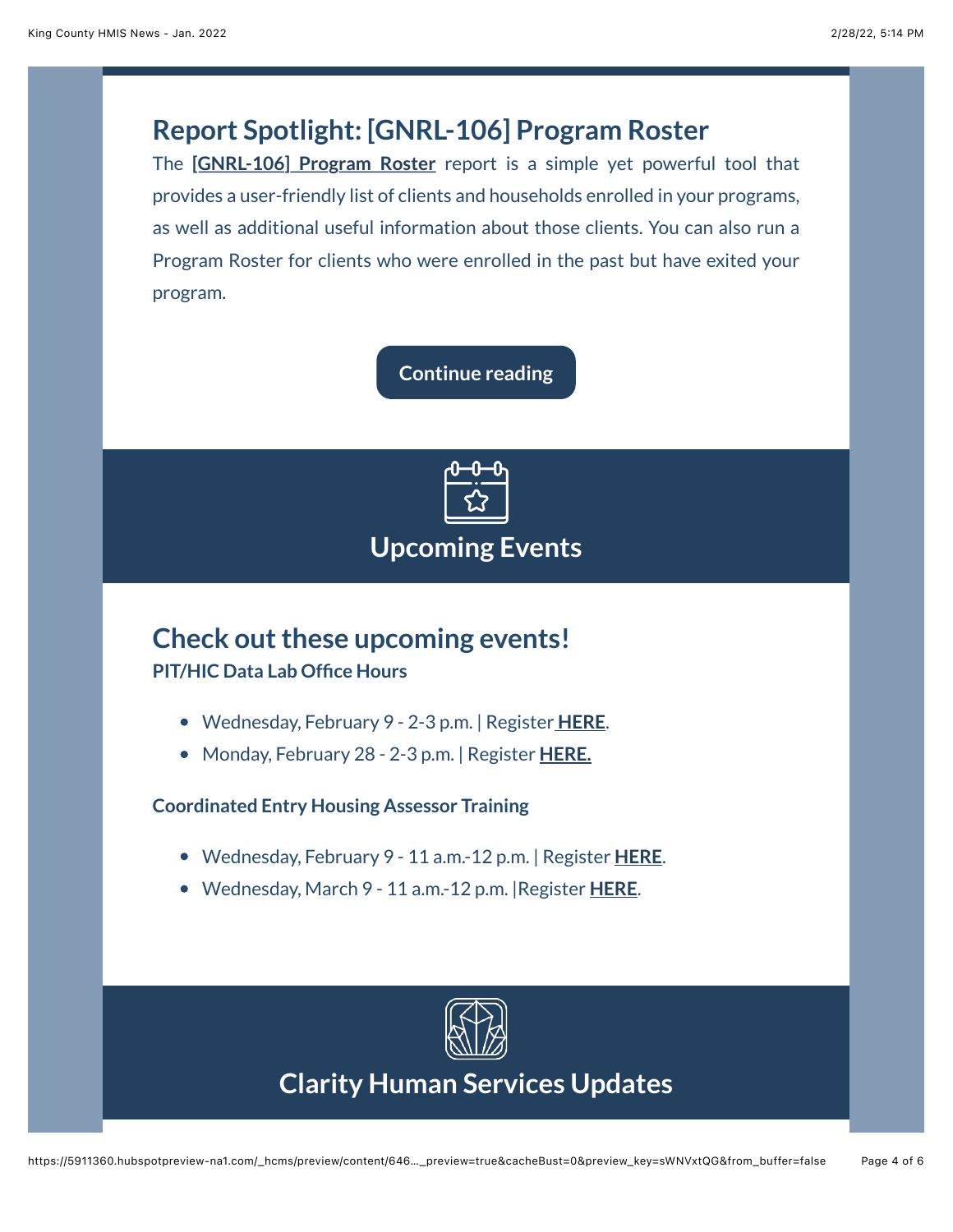## Report Spotlight: [GNRL-106] Program Roster

The **[GNRL-106] Program Roster** report is a simple yet powerful tool that provides a user-friendly list of clients and households enrolled in your programs, as well as additional useful information about those clients. You can also run a Program Roster for clients who were enrolled in the past but have exited your program.

**Continue reading**

## Upcoming Events

## Check out these upcoming events!

**PIT/HIC Data Lab Office Hours**

- Wednesday, February 9 - 2-3 p.m. | Register **HERE**.
- Monday, February 28 - 2-3 p.m. | Register **HERE.**

**Coordinated Entry Housing Assessor Training**

- Wednesday, February 9 - 11 a.m.-12 p.m. | Register **HERE**.
- Wednesday, March 9 - 11 a.m.-12 p.m. |Register **HERE**.

## Clarity Human Services Updates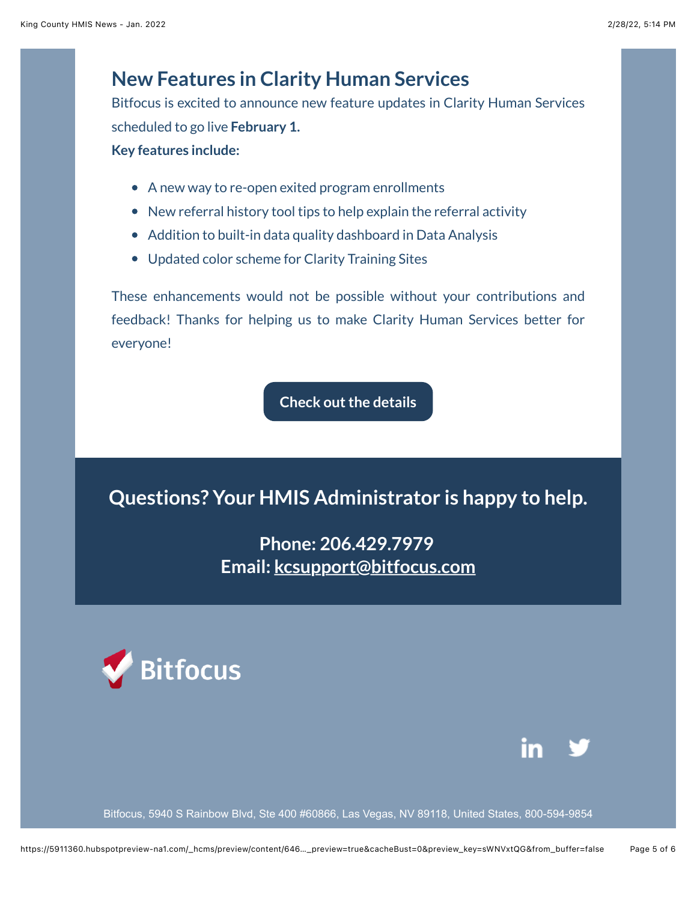## New Features in Clarity Human Services

Bitfocus is excited to announce new feature updates in Clarity Human Services scheduled to go live **February 1.**

**Key features include:**

- A new way to re-open exited program enrollments
- New referral history tool tips to help explain the referral activity
- Addition to built-in data quality dashboard in Data Analysis
- Updated color scheme for Clarity Training Sites

These enhancements would not be possible without your contributions and feedback! Thanks for helping us to make Clarity Human Services better for everyone!

**Check out the details**

## Questions? Your HMIS Administrator is happy to help.

**Phone: 206.429.7979**
**Email: kcsupport@bitfocus.com**

Bitfocus

Bitfocus, 5940 S Rainbow Blvd, Ste 400 #60866, Las Vegas, NV 89118, United States, 800-594-9854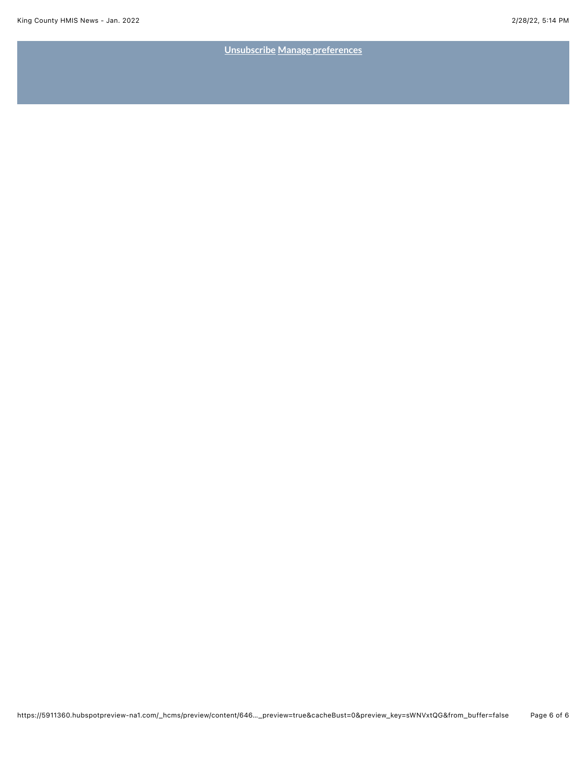Unsubscribe Manage preferences